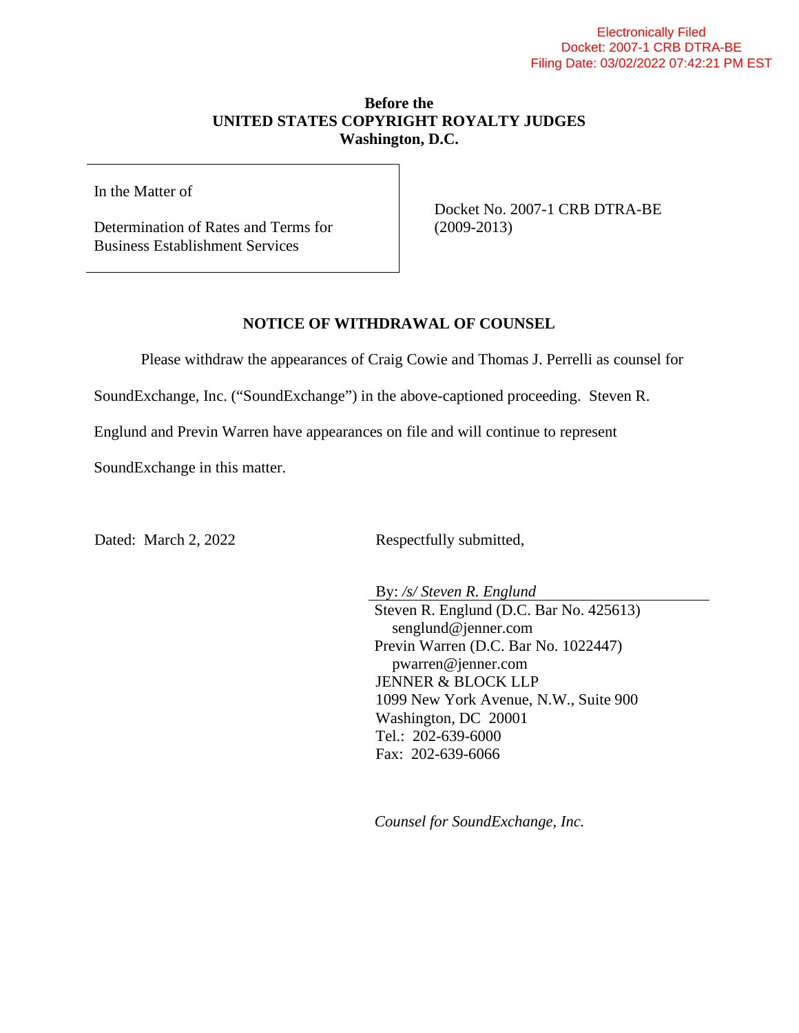Electronically Filed
Docket: 2007-1 CRB DTRA-BE
Filing Date: 03/02/2022 07:42:21 PM EST

**Before the**
**UNITED STATES COPYRIGHT ROYALTY JUDGES**
**Washington, D.C.**

| In the Matter of<br><br>Determination of Rates and Terms for Business Establishment Services | Docket No. 2007-1 CRB DTRA-BE (2009-2013) |
|---|---|

## NOTICE OF WITHDRAWAL OF COUNSEL

Please withdraw the appearances of Craig Cowie and Thomas J. Perrelli as counsel for SoundExchange, Inc. ("SoundExchange") in the above-captioned proceeding. Steven R. Englund and Previn Warren have appearances on file and will continue to represent SoundExchange in this matter.

Dated: March 2, 2022

Respectfully submitted,

By: */s/ Steven R. Englund*
Steven R. Englund (D.C. Bar No. 425613)
senglund@jenner.com
Previn Warren (D.C. Bar No. 1022447)
pwarren@jenner.com
JENNER & BLOCK LLP
1099 New York Avenue, N.W., Suite 900
Washington, DC 20001
Tel.: 202-639-6000
Fax: 202-639-6066

*Counsel for SoundExchange, Inc.*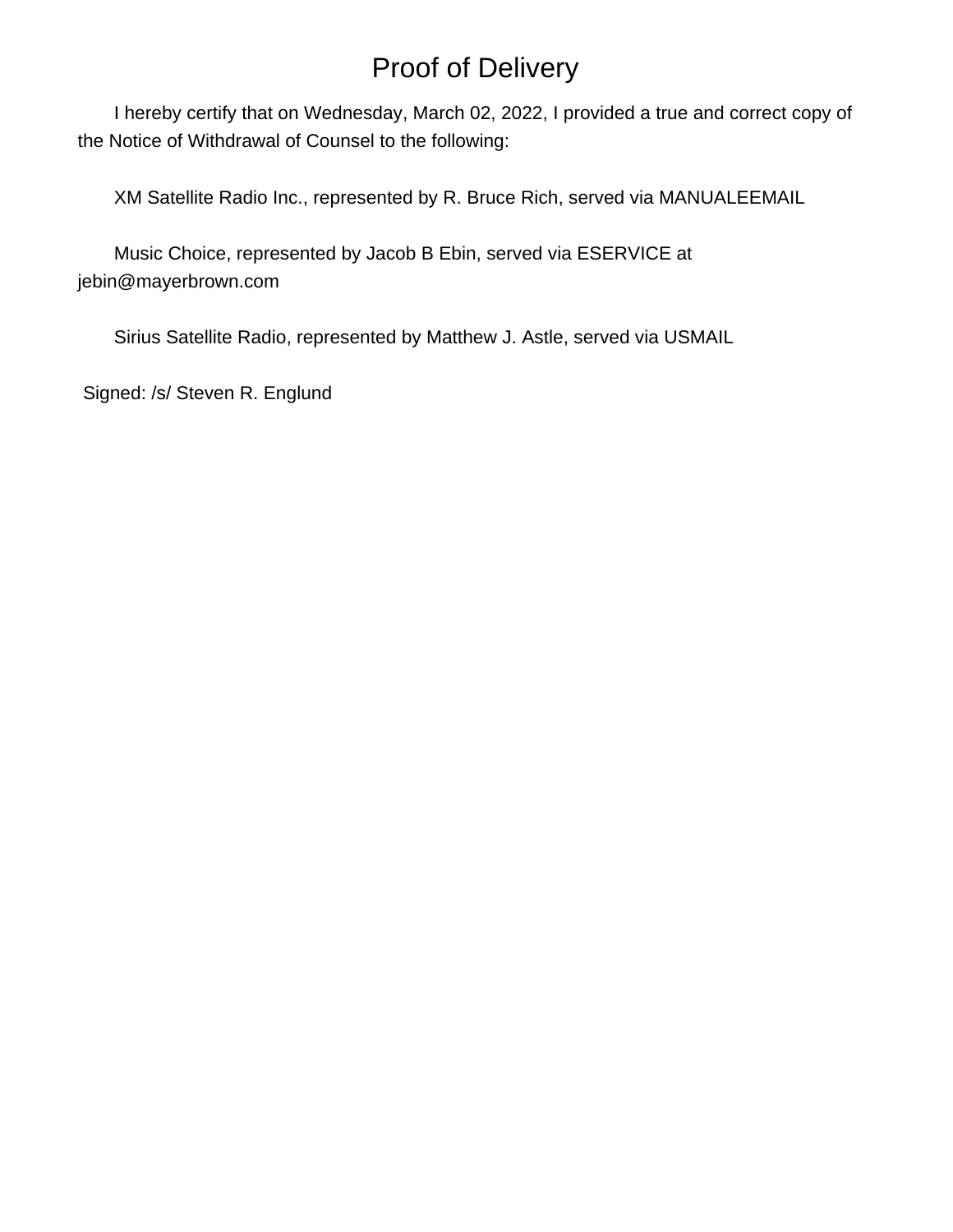# Proof of Delivery

I hereby certify that on Wednesday, March 02, 2022, I provided a true and correct copy of the Notice of Withdrawal of Counsel to the following:

XM Satellite Radio Inc., represented by R. Bruce Rich, served via MANUALEEMAIL

Music Choice, represented by Jacob B Ebin, served via ESERVICE at jebin@mayerbrown.com

Sirius Satellite Radio, represented by Matthew J. Astle, served via USMAIL

Signed: /s/ Steven R. Englund